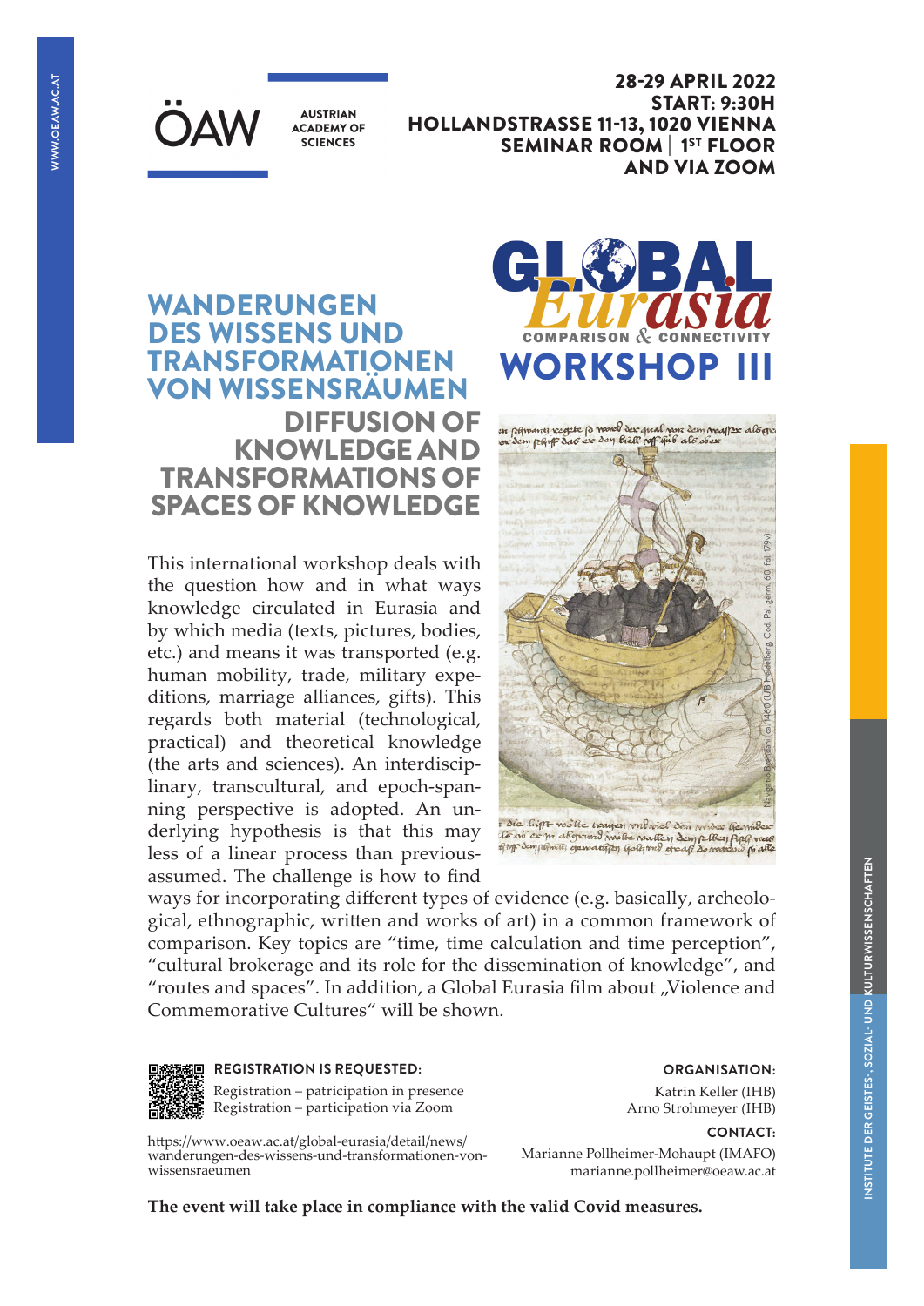ÖAW AUSTRIAN ACADEMY OF SCIENCES

**28-29 APRIL 2022**
**START: 9:30H**
**HOLLANDSTRASSE 11-13, 1020 VIENNA**
**SEMINAR ROOM | 1ST FLOOR**
**AND VIA ZOOM**

GLOBAL Eurasia COMPARISON & CONNECTIVITY

# WORKSHOP III

# WANDERUNGEN DES WISSENS UND TRANSFORMATIONEN VON WISSENSRÄUMEN

## DIFFUSION OF KNOWLEDGE AND TRANSFORMATIONS OF SPACES OF KNOWLEDGE

This international workshop deals with the question how and in what ways knowledge circulated in Eurasia and by which media (texts, pictures, bodies, etc.) and means it was transported (e.g. human mobility, trade, military expeditions, marriage alliances, gifts). This regards both material (technological, practical) and theoretical knowledge (the arts and sciences). An interdisciplinary, transcultural, and epoch-spanning perspective is adopted. An underlying hypothesis is that this may less of a linear process than previous-assumed. The challenge is how to find ways for incorporating different types of evidence (e.g. basically, archeological, ethnographic, written and works of art) in a common framework of comparison. Key topics are "time, time calculation and time perception", "cultural brokerage and its role for the dissemination of knowledge", and "routes and spaces". In addition, a Global Eurasia film about „Violence and Commemorative Cultures" will be shown.

Navigatio Brendani, ca. 1460 (UB Heidelberg, Cod. Pal. germ. 60, fol. 179v)

**REGISTRATION IS REQUESTED:**

Registration – patricipation in presence
Registration – participation via Zoom

https://www.oeaw.ac.at/global-eurasia/detail/news/wanderungen-des-wissens-und-transformationen-von-wissensraeumen

**ORGANISATION:**

Katrin Keller (IHB)
Arno Strohmeyer (IHB)

**CONTACT:**

Marianne Pollheimer-Mohaupt (IMAFO)
marianne.pollheimer@oeaw.ac.at

**The event will take place in compliance with the valid Covid measures.**

INSTITUTE DER GEISTES-, SOZIAL- UND KULTURWISSENSCHAFTEN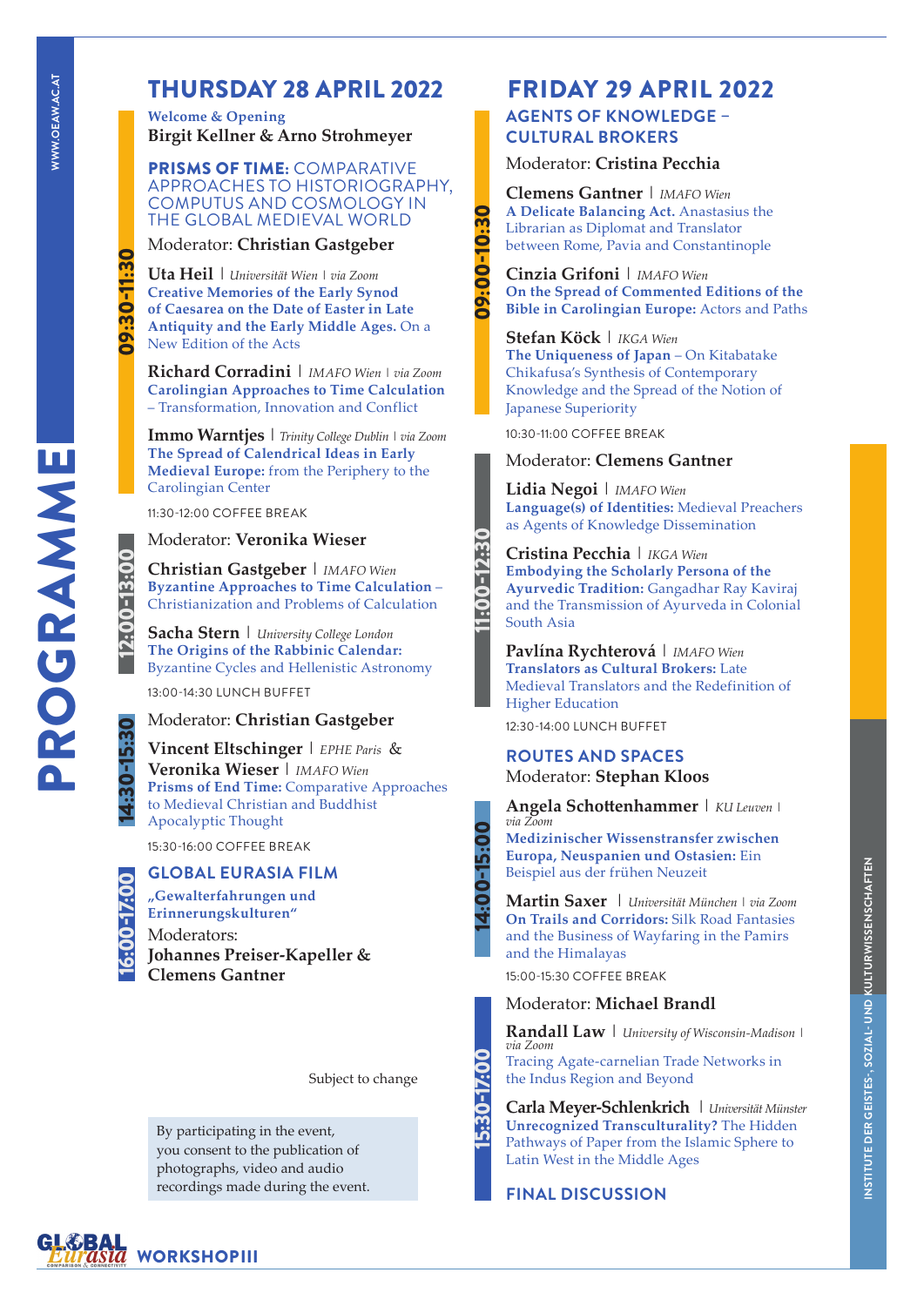# PROGRAMME

## THURSDAY 28 APRIL 2022

**09:30-11:30**

**Welcome & Opening**
**Birgit Kellner & Arno Strohmeyer**

### PRISMS OF TIME: COMPARATIVE APPROACHES TO HISTORIOGRAPHY, COMPUTUS AND COSMOLOGY IN THE GLOBAL MEDIEVAL WORLD

Moderator: **Christian Gastgeber**

**Uta Heil** | *Universität Wien | via Zoom*
**Creative Memories of the Early Synod of Caesarea on the Date of Easter in Late Antiquity and the Early Middle Ages.** On a New Edition of the Acts

**Richard Corradini** | *IMAFO Wien | via Zoom*
**Carolingian Approaches to Time Calculation** – Transformation, Innovation and Conflict

**Immo Warntjes** | *Trinity College Dublin | via Zoom*
**The Spread of Calendrical Ideas in Early Medieval Europe:** from the Periphery to the Carolingian Center

11:30-12:00 COFFEE BREAK

**12:00-13:00**

Moderator: **Veronika Wieser**

**Christian Gastgeber** | *IMAFO Wien*
**Byzantine Approaches to Time Calculation** – Christianization and Problems of Calculation

**Sacha Stern** | *University College London*
**The Origins of the Rabbinic Calendar:** Byzantine Cycles and Hellenistic Astronomy

13:00-14:30 LUNCH BUFFET

**14:30-15:30**

Moderator: **Christian Gastgeber**

**Vincent Eltschinger** | *EPHE Paris* & **Veronika Wieser** | *IMAFO Wien*
**Prisms of End Time:** Comparative Approaches to Medieval Christian and Buddhist Apocalyptic Thought

15:30-16:00 COFFEE BREAK

**16:00-17:00**

### GLOBAL EURASIA FILM

**„Gewalterfahrungen und Erinnerungskulturen"**

Moderators:
**Johannes Preiser-Kapeller & Clemens Gantner**

Subject to change

By participating in the event, you consent to the publication of photographs, video and audio recordings made during the event.

## FRIDAY 29 APRIL 2022

**09:00-10:30**

### AGENTS OF KNOWLEDGE – CULTURAL BROKERS

Moderator: **Cristina Pecchia**

**Clemens Gantner** | *IMAFO Wien*
**A Delicate Balancing Act.** Anastasius the Librarian as Diplomat and Translator between Rome, Pavia and Constantinople

**Cinzia Grifoni** | *IMAFO Wien*
**On the Spread of Commented Editions of the Bible in Carolingian Europe:** Actors and Paths

**Stefan Köck** | *IKGA Wien*
**The Uniqueness of Japan** – On Kitabatake Chikafusa's Synthesis of Contemporary Knowledge and the Spread of the Notion of Japanese Superiority

10:30-11:00 COFFEE BREAK

**11:00-12:30**

Moderator: **Clemens Gantner**

**Lidia Negoi** | *IMAFO Wien*
**Language(s) of Identities:** Medieval Preachers as Agents of Knowledge Dissemination

**Cristina Pecchia** | *IKGA Wien*
**Embodying the Scholarly Persona of the Ayurvedic Tradition:** Gangadhar Ray Kaviraj and the Transmission of Ayurveda in Colonial South Asia

**Pavlína Rychterová** | *IMAFO Wien*
**Translators as Cultural Brokers:** Late Medieval Translators and the Redefinition of Higher Education

12:30-14:00 LUNCH BUFFET

**14:00-15:00**

### ROUTES AND SPACES

Moderator: **Stephan Kloos**

**Angela Schottenhammer** | *KU Leuven | via Zoom*
**Medizinischer Wissenstransfer zwischen Europa, Neuspanien und Ostasien:** Ein Beispiel aus der frühen Neuzeit

**Martin Saxer** | *Universität München | via Zoom*
**On Trails and Corridors:** Silk Road Fantasies and the Business of Wayfaring in the Pamirs and the Himalayas

15:00-15:30 COFFEE BREAK

**15:30-17:00**

Moderator: **Michael Brandl**

**Randall Law** | *University of Wisconsin-Madison | via Zoom*
Tracing Agate-carnelian Trade Networks in the Indus Region and Beyond

**Carla Meyer-Schlenkrich** | *Universität Münster*
**Unrecognized Transculturality?** The Hidden Pathways of Paper from the Islamic Sphere to Latin West in the Middle Ages

### FINAL DISCUSSION